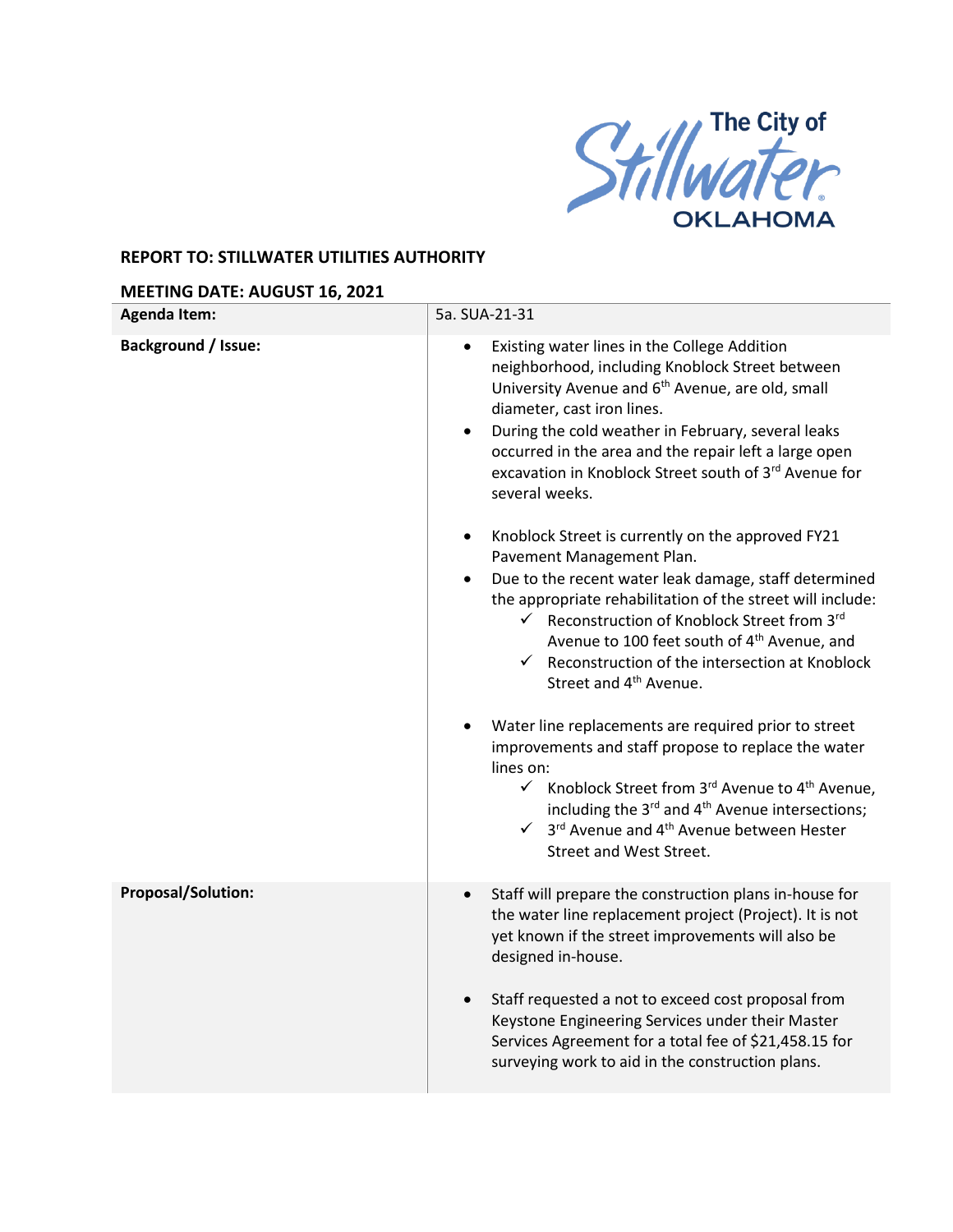The City of Stillwater OKLAHOMA

**REPORT TO: STILLWATER UTILITIES AUTHORITY**

**MEETING DATE: AUGUST 16, 2021**

| **Agenda Item:** | 5a. SUA-21-31 |
| --- | --- |
| **Background / Issue:** | • Existing water lines in the College Addition neighborhood, including Knoblock Street between University Avenue and 6th Avenue, are old, small diameter, cast iron lines.<br>• During the cold weather in February, several leaks occurred in the area and the repair left a large open excavation in Knoblock Street south of 3rd Avenue for several weeks.<br><br>• Knoblock Street is currently on the approved FY21 Pavement Management Plan.<br>• Due to the recent water leak damage, staff determined the appropriate rehabilitation of the street will include:<br>✓ Reconstruction of Knoblock Street from 3rd Avenue to 100 feet south of 4th Avenue, and<br>✓ Reconstruction of the intersection at Knoblock Street and 4th Avenue.<br><br>• Water line replacements are required prior to street improvements and staff propose to replace the water lines on:<br>✓ Knoblock Street from 3rd Avenue to 4th Avenue, including the 3rd and 4th Avenue intersections;<br>✓ 3rd Avenue and 4th Avenue between Hester Street and West Street. |
| **Proposal/Solution:** | • Staff will prepare the construction plans in-house for the water line replacement project (Project). It is not yet known if the street improvements will also be designed in-house.<br><br>• Staff requested a not to exceed cost proposal from Keystone Engineering Services under their Master Services Agreement for a total fee of $21,458.15 for surveying work to aid in the construction plans. |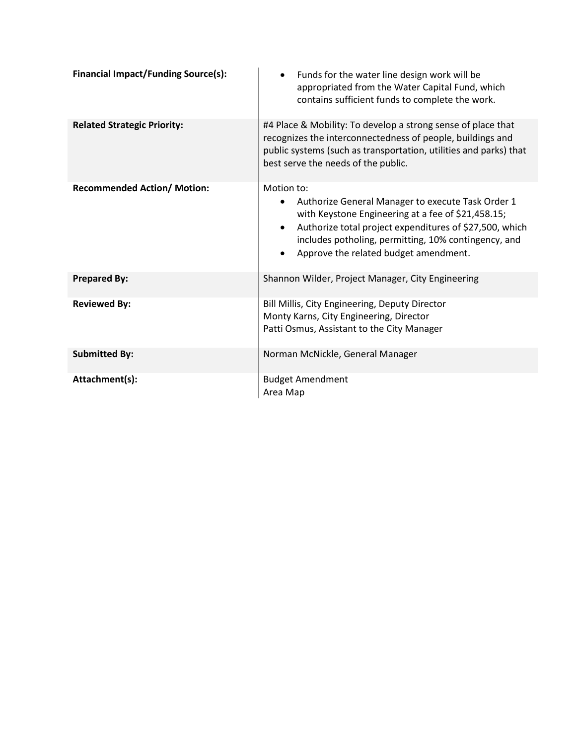| | |
|---|---|
| **Financial Impact/Funding Source(s):** | • Funds for the water line design work will be appropriated from the Water Capital Fund, which contains sufficient funds to complete the work. |
| **Related Strategic Priority:** | #4 Place & Mobility: To develop a strong sense of place that recognizes the interconnectedness of people, buildings and public systems (such as transportation, utilities and parks) that best serve the needs of the public. |
| **Recommended Action/ Motion:** | Motion to:<br>• Authorize General Manager to execute Task Order 1 with Keystone Engineering at a fee of $21,458.15;<br>• Authorize total project expenditures of $27,500, which includes potholing, permitting, 10% contingency, and<br>• Approve the related budget amendment. |
| **Prepared By:** | Shannon Wilder, Project Manager, City Engineering |
| **Reviewed By:** | Bill Millis, City Engineering, Deputy Director<br>Monty Karns, City Engineering, Director<br>Patti Osmus, Assistant to the City Manager |
| **Submitted By:** | Norman McNickle, General Manager |
| **Attachment(s):** | Budget Amendment<br>Area Map |